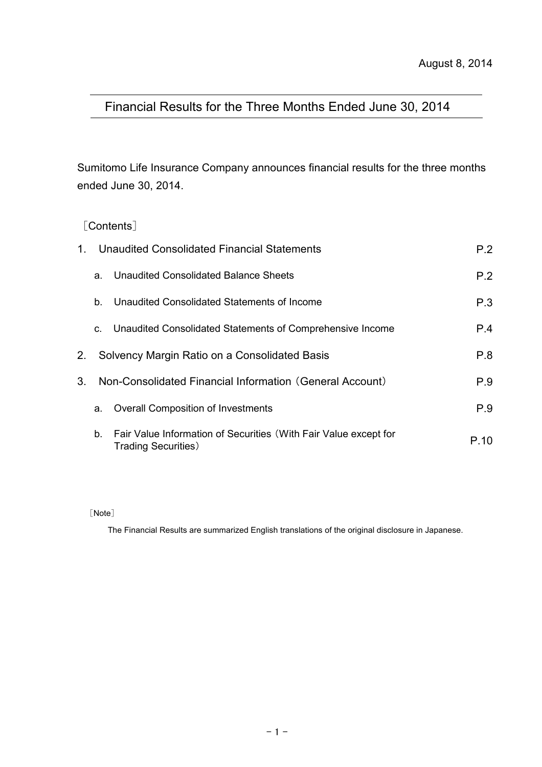August 8, 2014

# Financial Results for the Three Months Ended June 30, 2014

Sumitomo Life Insurance Company announces financial results for the three months ended June 30, 2014.

［Contents］

| | | |
|---|---|---|
| 1. | Unaudited Consolidated Financial Statements | P.2 |
| | a. Unaudited Consolidated Balance Sheets | P.2 |
| | b. Unaudited Consolidated Statements of Income | P.3 |
| | c. Unaudited Consolidated Statements of Comprehensive Income | P.4 |
| 2. | Solvency Margin Ratio on a Consolidated Basis | P.8 |
| 3. | Non-Consolidated Financial Information（General Account） | P.9 |
| | a. Overall Composition of Investments | P.9 |
| | b. Fair Value Information of Securities（With Fair Value except for Trading Securities） | P.10 |

［Note］

The Financial Results are summarized English translations of the original disclosure in Japanese.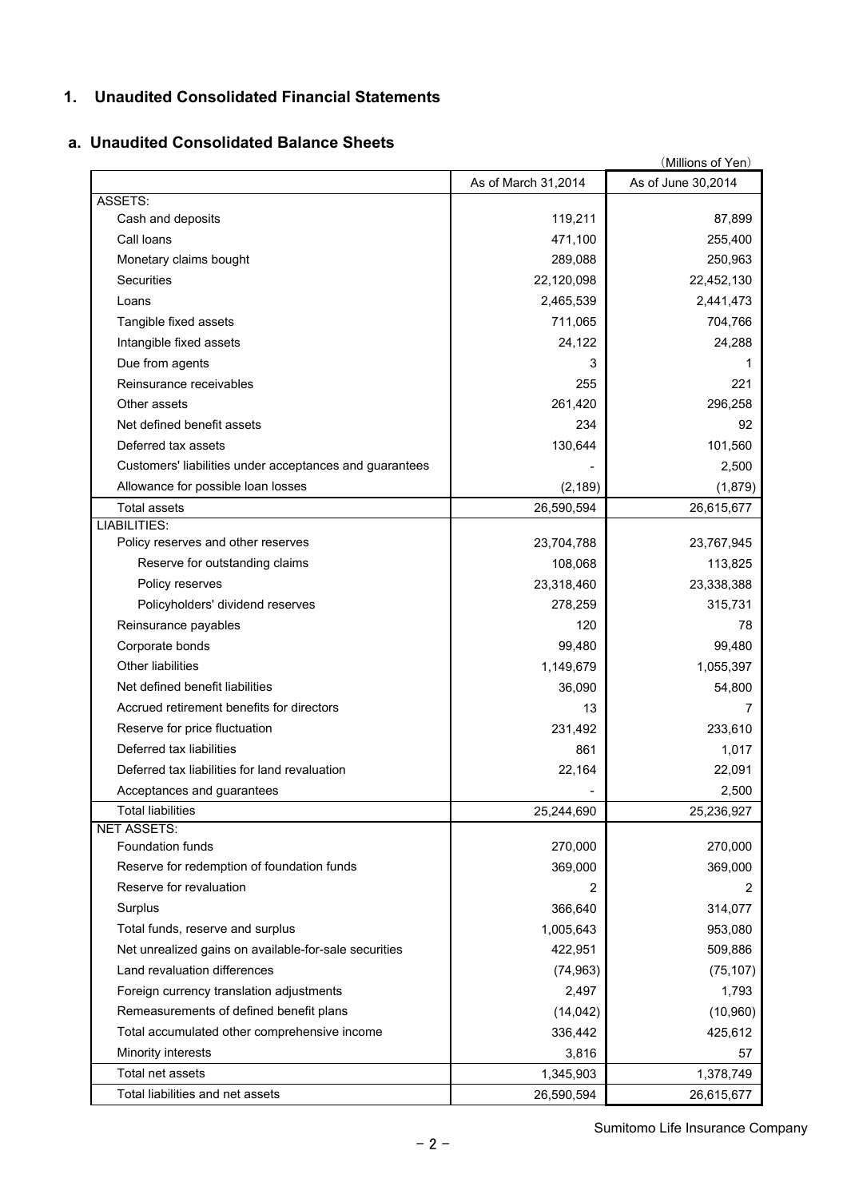## 1. Unaudited Consolidated Financial Statements

### a. Unaudited Consolidated Balance Sheets

(Millions of Yen)

| | As of March 31,2014 | As of June 30,2014 |
|---|---|---|
| ASSETS: | | |
| Cash and deposits | 119,211 | 87,899 |
| Call loans | 471,100 | 255,400 |
| Monetary claims bought | 289,088 | 250,963 |
| Securities | 22,120,098 | 22,452,130 |
| Loans | 2,465,539 | 2,441,473 |
| Tangible fixed assets | 711,065 | 704,766 |
| Intangible fixed assets | 24,122 | 24,288 |
| Due from agents | 3 | 1 |
| Reinsurance receivables | 255 | 221 |
| Other assets | 261,420 | 296,258 |
| Net defined benefit assets | 234 | 92 |
| Deferred tax assets | 130,644 | 101,560 |
| Customers' liabilities under acceptances and guarantees | - | 2,500 |
| Allowance for possible loan losses | (2,189) | (1,879) |
| Total assets | 26,590,594 | 26,615,677 |
| LIABILITIES: | | |
| Policy reserves and other reserves | 23,704,788 | 23,767,945 |
| Reserve for outstanding claims | 108,068 | 113,825 |
| Policy reserves | 23,318,460 | 23,338,388 |
| Policyholders' dividend reserves | 278,259 | 315,731 |
| Reinsurance payables | 120 | 78 |
| Corporate bonds | 99,480 | 99,480 |
| Other liabilities | 1,149,679 | 1,055,397 |
| Net defined benefit liabilities | 36,090 | 54,800 |
| Accrued retirement benefits for directors | 13 | 7 |
| Reserve for price fluctuation | 231,492 | 233,610 |
| Deferred tax liabilities | 861 | 1,017 |
| Deferred tax liabilities for land revaluation | 22,164 | 22,091 |
| Acceptances and guarantees | - | 2,500 |
| Total liabilities | 25,244,690 | 25,236,927 |
| NET ASSETS: | | |
| Foundation funds | 270,000 | 270,000 |
| Reserve for redemption of foundation funds | 369,000 | 369,000 |
| Reserve for revaluation | 2 | 2 |
| Surplus | 366,640 | 314,077 |
| Total funds, reserve and surplus | 1,005,643 | 953,080 |
| Net unrealized gains on available-for-sale securities | 422,951 | 509,886 |
| Land revaluation differences | (74,963) | (75,107) |
| Foreign currency translation adjustments | 2,497 | 1,793 |
| Remeasurements of defined benefit plans | (14,042) | (10,960) |
| Total accumulated other comprehensive income | 336,442 | 425,612 |
| Minority interests | 3,816 | 57 |
| Total net assets | 1,345,903 | 1,378,749 |
| Total liabilities and net assets | 26,590,594 | 26,615,677 |

Sumitomo Life Insurance Company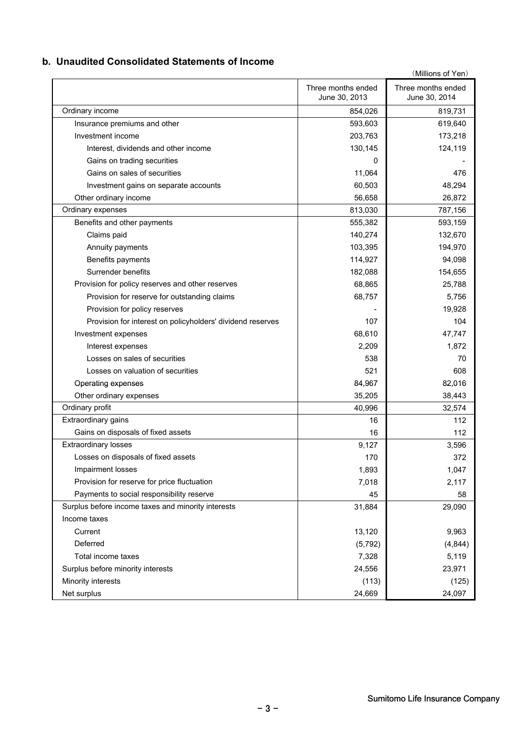## b. Unaudited Consolidated Statements of Income

(Millions of Yen)

| | Three months ended June 30, 2013 | Three months ended June 30, 2014 |
|---|---|---|
| Ordinary income | 854,026 | 819,731 |
| Insurance premiums and other | 593,603 | 619,640 |
| Investment income | 203,763 | 173,218 |
| Interest, dividends and other income | 130,145 | 124,119 |
| Gains on trading securities | 0 | - |
| Gains on sales of securities | 11,064 | 476 |
| Investment gains on separate accounts | 60,503 | 48,294 |
| Other ordinary income | 56,658 | 26,872 |
| Ordinary expenses | 813,030 | 787,156 |
| Benefits and other payments | 555,382 | 593,159 |
| Claims paid | 140,274 | 132,670 |
| Annuity payments | 103,395 | 194,970 |
| Benefits payments | 114,927 | 94,098 |
| Surrender benefits | 182,088 | 154,655 |
| Provision for policy reserves and other reserves | 68,865 | 25,788 |
| Provision for reserve for outstanding claims | 68,757 | 5,756 |
| Provision for policy reserves | - | 19,928 |
| Provision for interest on policyholders' dividend reserves | 107 | 104 |
| Investment expenses | 68,610 | 47,747 |
| Interest expenses | 2,209 | 1,872 |
| Losses on sales of securities | 538 | 70 |
| Losses on valuation of securities | 521 | 608 |
| Operating expenses | 84,967 | 82,016 |
| Other ordinary expenses | 35,205 | 38,443 |
| Ordinary profit | 40,996 | 32,574 |
| Extraordinary gains | 16 | 112 |
| Gains on disposals of fixed assets | 16 | 112 |
| Extraordinary losses | 9,127 | 3,596 |
| Losses on disposals of fixed assets | 170 | 372 |
| Impairment losses | 1,893 | 1,047 |
| Provision for reserve for price fluctuation | 7,018 | 2,117 |
| Payments to social responsibility reserve | 45 | 58 |
| Surplus before income taxes and minority interests | 31,884 | 29,090 |
| Income taxes | | |
| Current | 13,120 | 9,963 |
| Deferred | (5,792) | (4,844) |
| Total income taxes | 7,328 | 5,119 |
| Surplus before minority interests | 24,556 | 23,971 |
| Minority interests | (113) | (125) |
| Net surplus | 24,669 | 24,097 |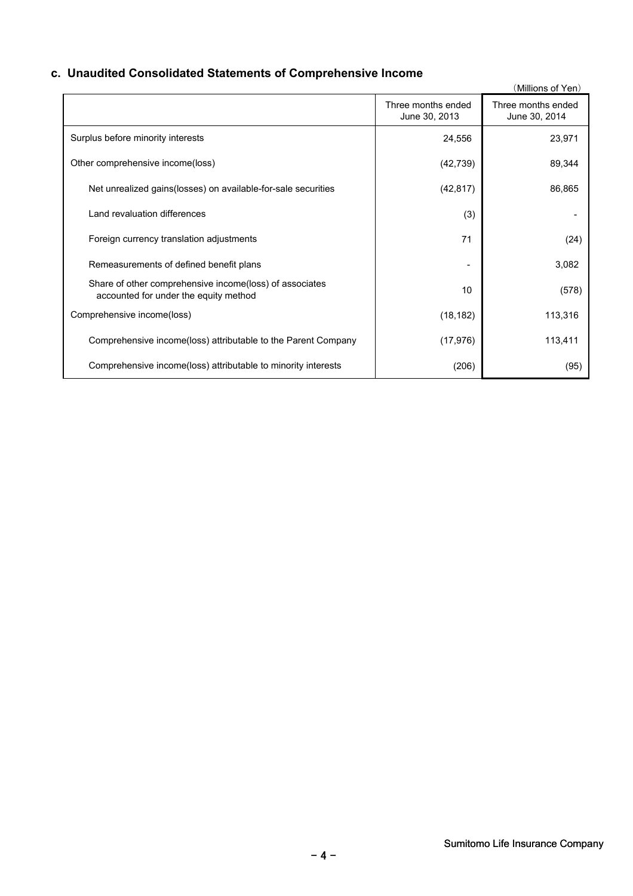### c. Unaudited Consolidated Statements of Comprehensive Income

(Millions of Yen)

| | Three months ended June 30, 2013 | Three months ended June 30, 2014 |
|---|---|---|
| Surplus before minority interests | 24,556 | 23,971 |
| Other comprehensive income(loss) | (42,739) | 89,344 |
| Net unrealized gains(losses) on available-for-sale securities | (42,817) | 86,865 |
| Land revaluation differences | (3) | - |
| Foreign currency translation adjustments | 71 | (24) |
| Remeasurements of defined benefit plans | - | 3,082 |
| Share of other comprehensive income(loss) of associates accounted for under the equity method | 10 | (578) |
| Comprehensive income(loss) | (18,182) | 113,316 |
| Comprehensive income(loss) attributable to the Parent Company | (17,976) | 113,411 |
| Comprehensive income(loss) attributable to minority interests | (206) | (95) |

Sumitomo Life Insurance Company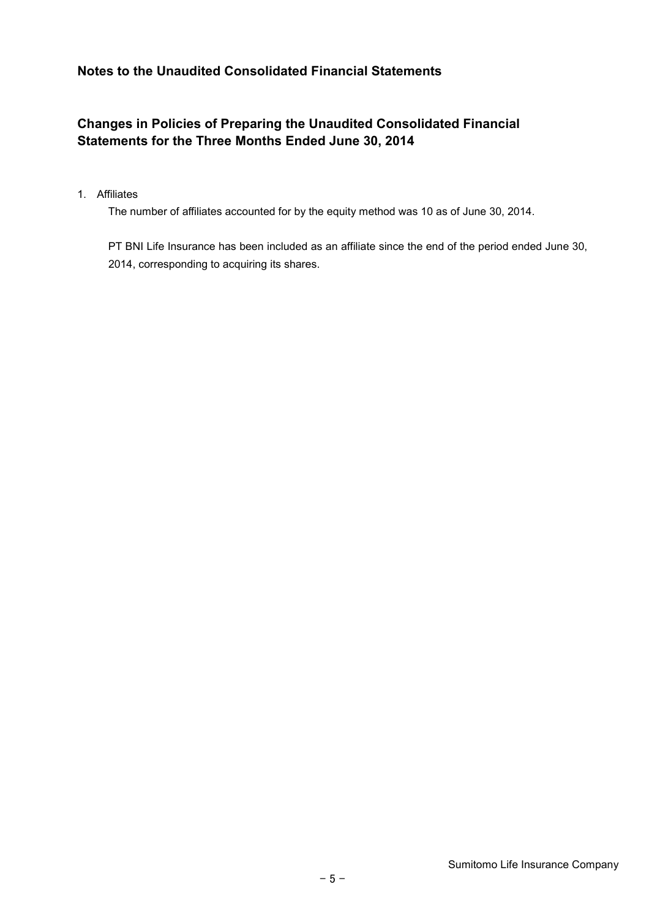## Notes to the Unaudited Consolidated Financial Statements

## Changes in Policies of Preparing the Unaudited Consolidated Financial Statements for the Three Months Ended June 30, 2014

1. Affiliates

   The number of affiliates accounted for by the equity method was 10 as of June 30, 2014.

   PT BNI Life Insurance has been included as an affiliate since the end of the period ended June 30, 2014, corresponding to acquiring its shares.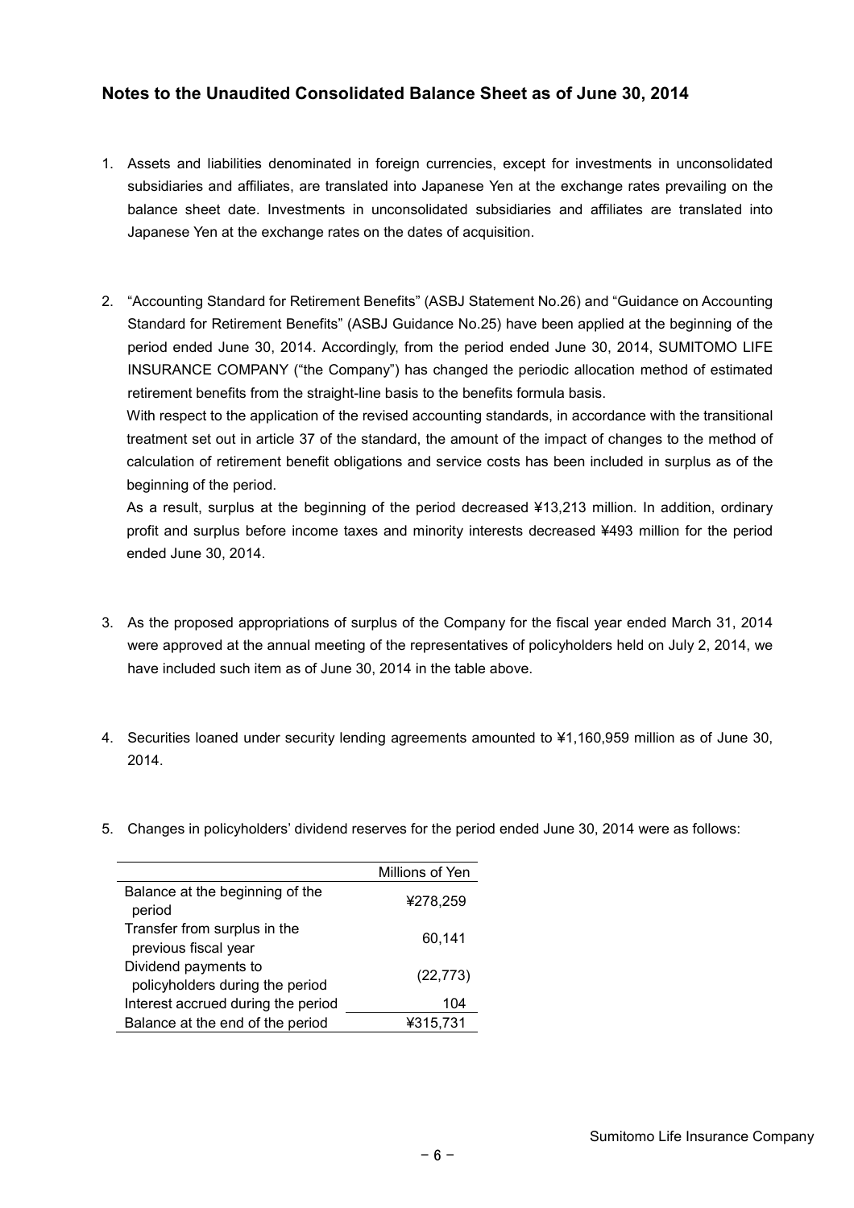## Notes to the Unaudited Consolidated Balance Sheet as of June 30, 2014

1. Assets and liabilities denominated in foreign currencies, except for investments in unconsolidated subsidiaries and affiliates, are translated into Japanese Yen at the exchange rates prevailing on the balance sheet date. Investments in unconsolidated subsidiaries and affiliates are translated into Japanese Yen at the exchange rates on the dates of acquisition.

2. "Accounting Standard for Retirement Benefits" (ASBJ Statement No.26) and "Guidance on Accounting Standard for Retirement Benefits" (ASBJ Guidance No.25) have been applied at the beginning of the period ended June 30, 2014. Accordingly, from the period ended June 30, 2014, SUMITOMO LIFE INSURANCE COMPANY ("the Company") has changed the periodic allocation method of estimated retirement benefits from the straight-line basis to the benefits formula basis.

   With respect to the application of the revised accounting standards, in accordance with the transitional treatment set out in article 37 of the standard, the amount of the impact of changes to the method of calculation of retirement benefit obligations and service costs has been included in surplus as of the beginning of the period.

   As a result, surplus at the beginning of the period decreased ¥13,213 million. In addition, ordinary profit and surplus before income taxes and minority interests decreased ¥493 million for the period ended June 30, 2014.

3. As the proposed appropriations of surplus of the Company for the fiscal year ended March 31, 2014 were approved at the annual meeting of the representatives of policyholders held on July 2, 2014, we have included such item as of June 30, 2014 in the table above.

4. Securities loaned under security lending agreements amounted to ¥1,160,959 million as of June 30, 2014.

5. Changes in policyholders' dividend reserves for the period ended June 30, 2014 were as follows:

| | Millions of Yen |
|---|---|
| Balance at the beginning of the period | ¥278,259 |
| Transfer from surplus in the previous fiscal year | 60,141 |
| Dividend payments to policyholders during the period | (22,773) |
| Interest accrued during the period | 104 |
| Balance at the end of the period | ¥315,731 |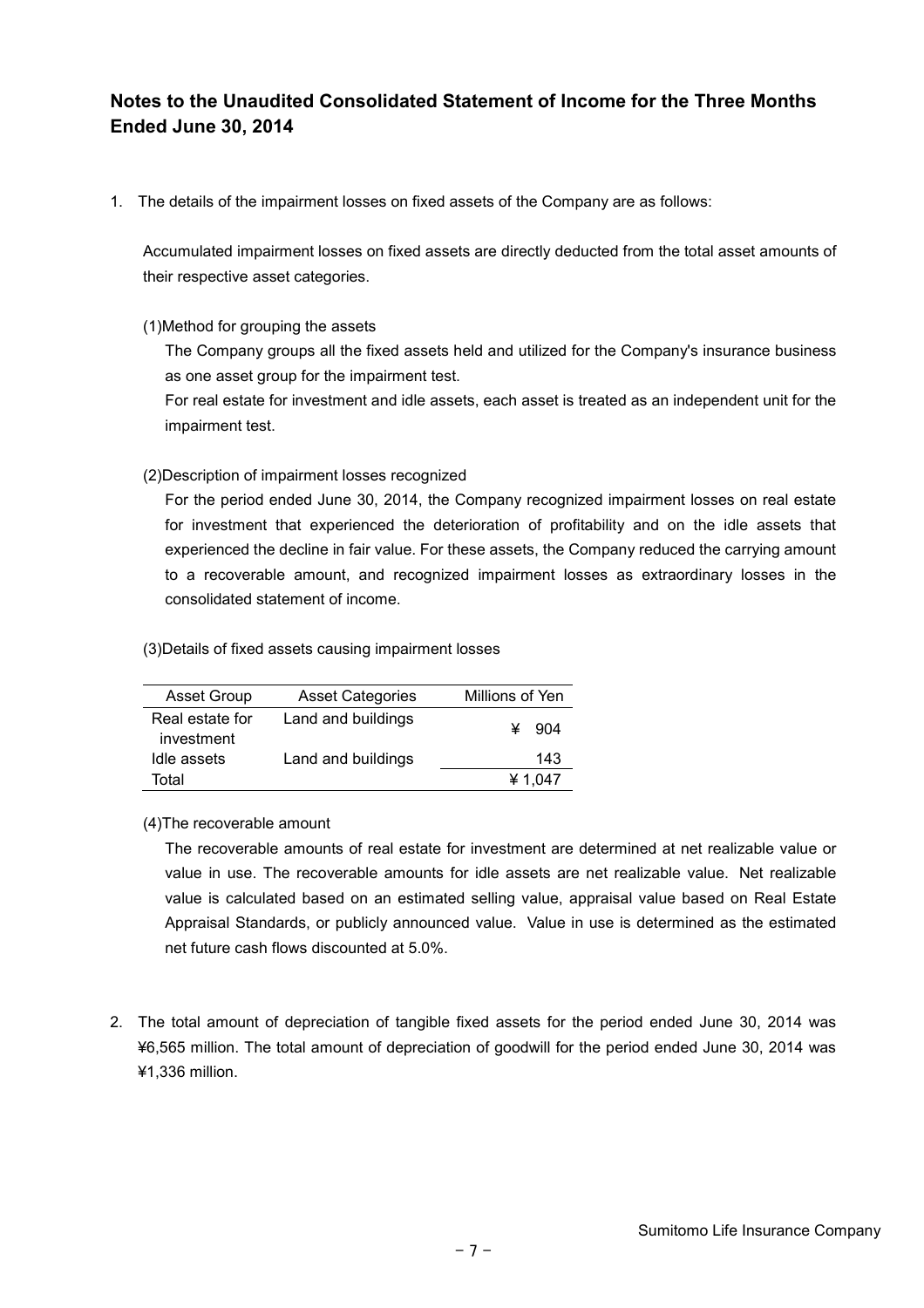## Notes to the Unaudited Consolidated Statement of Income for the Three Months Ended June 30, 2014

1. The details of the impairment losses on fixed assets of the Company are as follows:

   Accumulated impairment losses on fixed assets are directly deducted from the total asset amounts of their respective asset categories.

   (1)Method for grouping the assets

   The Company groups all the fixed assets held and utilized for the Company's insurance business as one asset group for the impairment test.

   For real estate for investment and idle assets, each asset is treated as an independent unit for the impairment test.

   (2)Description of impairment losses recognized

   For the period ended June 30, 2014, the Company recognized impairment losses on real estate for investment that experienced the deterioration of profitability and on the idle assets that experienced the decline in fair value. For these assets, the Company reduced the carrying amount to a recoverable amount, and recognized impairment losses as extraordinary losses in the consolidated statement of income.

   (3)Details of fixed assets causing impairment losses

| Asset Group | Asset Categories | Millions of Yen |
|---|---|---|
| Real estate for investment | Land and buildings | ¥ 904 |
| Idle assets | Land and buildings | 143 |
| Total | | ¥ 1,047 |

   (4)The recoverable amount

   The recoverable amounts of real estate for investment are determined at net realizable value or value in use. The recoverable amounts for idle assets are net realizable value. Net realizable value is calculated based on an estimated selling value, appraisal value based on Real Estate Appraisal Standards, or publicly announced value. Value in use is determined as the estimated net future cash flows discounted at 5.0%.

2. The total amount of depreciation of tangible fixed assets for the period ended June 30, 2014 was ¥6,565 million. The total amount of depreciation of goodwill for the period ended June 30, 2014 was ¥1,336 million.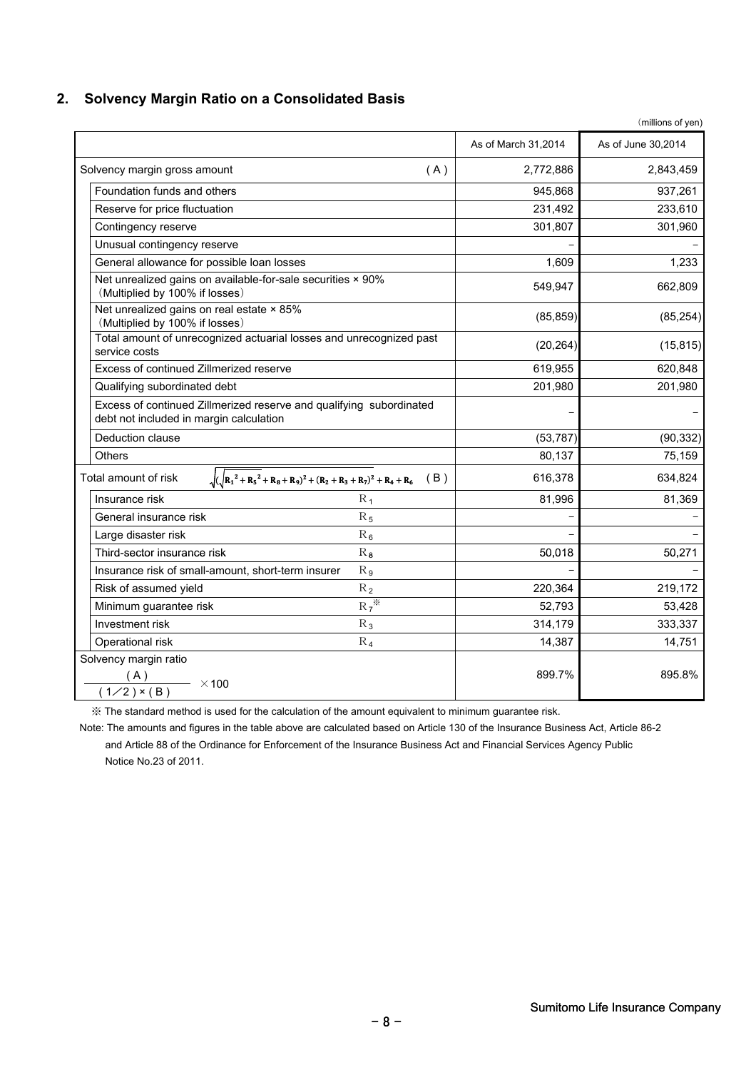## 2. Solvency Margin Ratio on a Consolidated Basis

（millions of yen）

| | | As of March 31,2014 | As of June 30,2014 |
|---|---|---|---|
| Solvency margin gross amount | (A) | 2,772,886 | 2,843,459 |
| Foundation funds and others | | 945,868 | 937,261 |
| Reserve for price fluctuation | | 231,492 | 233,610 |
| Contingency reserve | | 301,807 | 301,960 |
| Unusual contingency reserve | | – | – |
| General allowance for possible loan losses | | 1,609 | 1,233 |
| Net unrealized gains on available-for-sale securities × 90% (Multiplied by 100% if losses) | | 549,947 | 662,809 |
| Net unrealized gains on real estate × 85% (Multiplied by 100% if losses) | | (85,859) | (85,254) |
| Total amount of unrecognized actuarial losses and unrecognized past service costs | | (20,264) | (15,815) |
| Excess of continued Zillmerized reserve | | 619,955 | 620,848 |
| Qualifying subordinated debt | | 201,980 | 201,980 |
| Excess of continued Zillmerized reserve and qualifying subordinated debt not included in margin calculation | | – | – |
| Deduction clause | | (53,787) | (90,332) |
| Others | | 80,137 | 75,159 |
| Total amount of risk $\sqrt{(\sqrt{R_1^2+R_5^2}+R_8+R_9)^2+(R_2+R_3+R_7)^2}+R_4+R_6$ | (B) | 616,378 | 634,824 |
| Insurance risk | $R_1$ | 81,996 | 81,369 |
| General insurance risk | $R_5$ | – | – |
| Large disaster risk | $R_6$ | – | – |
| Third-sector insurance risk | $R_8$ | 50,018 | 50,271 |
| Insurance risk of small-amount, short-term insurer | $R_9$ | – | – |
| Risk of assumed yield | $R_2$ | 220,364 | 219,172 |
| Minimum guarantee risk | $R_7$ ※ | 52,793 | 53,428 |
| Investment risk | $R_3$ | 314,179 | 333,337 |
| Operational risk | $R_4$ | 14,387 | 14,751 |
| Solvency margin ratio $\frac{(A)}{(1/2)\times(B)}\times 100$ | | 899.7% | 895.8% |

※ The standard method is used for the calculation of the amount equivalent to minimum guarantee risk.

Note: The amounts and figures in the table above are calculated based on Article 130 of the Insurance Business Act, Article 86-2 and Article 88 of the Ordinance for Enforcement of the Insurance Business Act and Financial Services Agency Public Notice No.23 of 2011.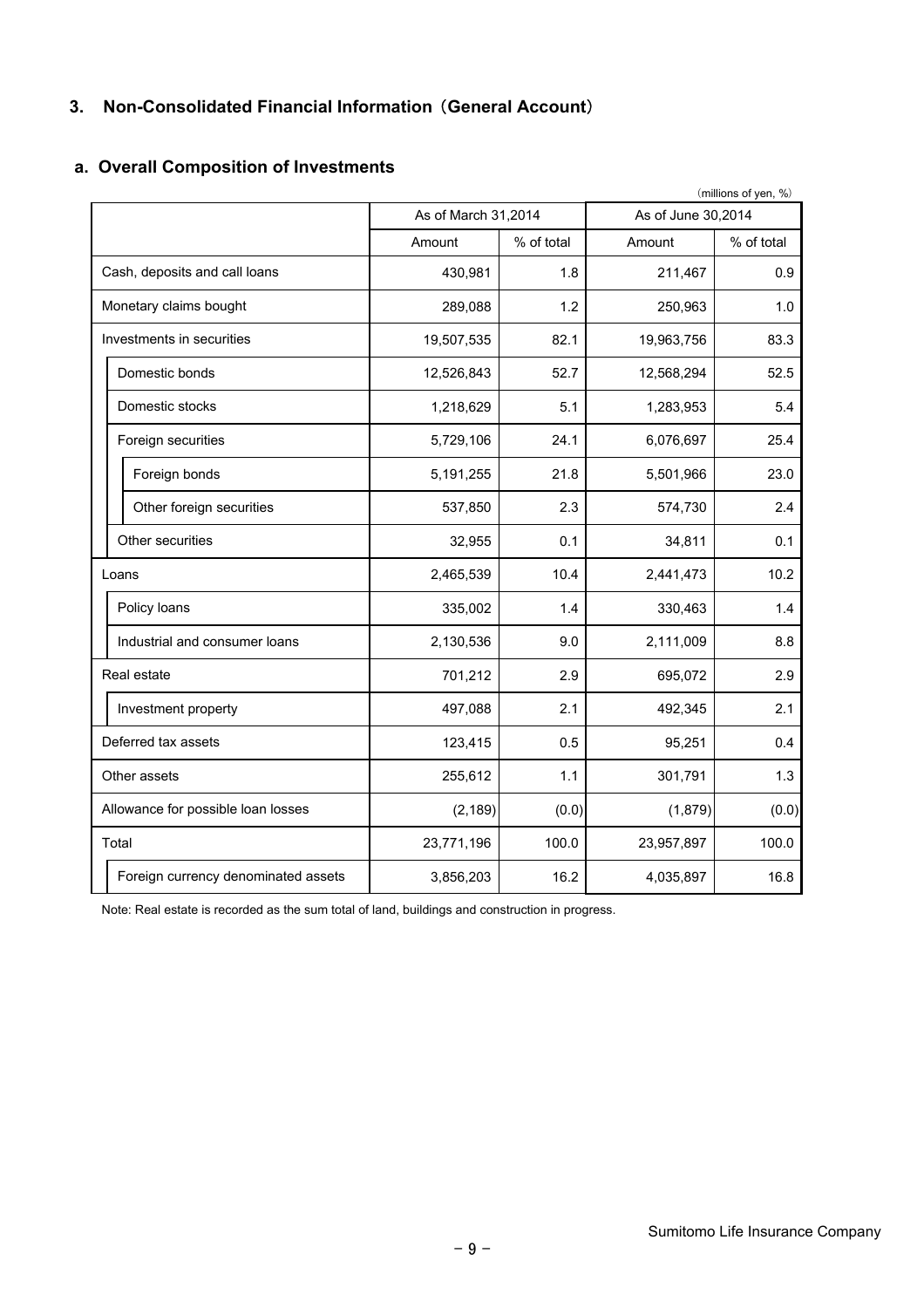## 3. Non-Consolidated Financial Information（General Account）

### a. Overall Composition of Investments

（millions of yen, %）

| | As of March 31,2014 | | As of June 30,2014 | |
|---|---|---|---|---|
| | Amount | % of total | Amount | % of total |
| Cash, deposits and call loans | 430,981 | 1.8 | 211,467 | 0.9 |
| Monetary claims bought | 289,088 | 1.2 | 250,963 | 1.0 |
| Investments in securities | 19,507,535 | 82.1 | 19,963,756 | 83.3 |
| Domestic bonds | 12,526,843 | 52.7 | 12,568,294 | 52.5 |
| Domestic stocks | 1,218,629 | 5.1 | 1,283,953 | 5.4 |
| Foreign securities | 5,729,106 | 24.1 | 6,076,697 | 25.4 |
| Foreign bonds | 5,191,255 | 21.8 | 5,501,966 | 23.0 |
| Other foreign securities | 537,850 | 2.3 | 574,730 | 2.4 |
| Other securities | 32,955 | 0.1 | 34,811 | 0.1 |
| Loans | 2,465,539 | 10.4 | 2,441,473 | 10.2 |
| Policy loans | 335,002 | 1.4 | 330,463 | 1.4 |
| Industrial and consumer loans | 2,130,536 | 9.0 | 2,111,009 | 8.8 |
| Real estate | 701,212 | 2.9 | 695,072 | 2.9 |
| Investment property | 497,088 | 2.1 | 492,345 | 2.1 |
| Deferred tax assets | 123,415 | 0.5 | 95,251 | 0.4 |
| Other assets | 255,612 | 1.1 | 301,791 | 1.3 |
| Allowance for possible loan losses | (2,189) | (0.0) | (1,879) | (0.0) |
| Total | 23,771,196 | 100.0 | 23,957,897 | 100.0 |
| Foreign currency denominated assets | 3,856,203 | 16.2 | 4,035,897 | 16.8 |

Note: Real estate is recorded as the sum total of land, buildings and construction in progress.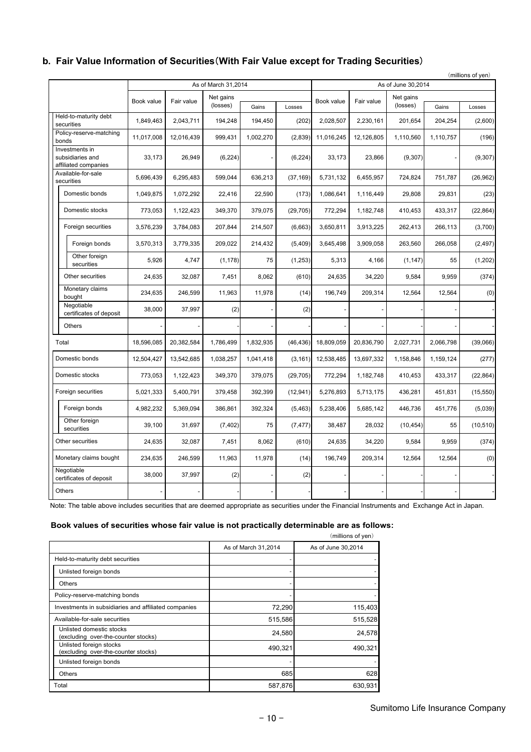## b. Fair Value Information of Securities (With Fair Value except for Trading Securities)

(millions of yen)

| | As of March 31,2014 | | | | | As of June 30,2014 | | | | |
|---|---|---|---|---|---|---|---|---|---|---|
| | Book value | Fair value | Net gains (losses) | Gains | Losses | Book value | Fair value | Net gains (losses) | Gains | Losses |
| Held-to-maturity debt securities | 1,849,463 | 2,043,711 | 194,248 | 194,450 | (202) | 2,028,507 | 2,230,161 | 201,654 | 204,254 | (2,600) |
| Policy-reserve-matching bonds | 11,017,008 | 12,016,439 | 999,431 | 1,002,270 | (2,839) | 11,016,245 | 12,126,805 | 1,110,560 | 1,110,757 | (196) |
| Investments in subsidiaries and affiliated companies | 33,173 | 26,949 | (6,224) | - | (6,224) | 33,173 | 23,866 | (9,307) | - | (9,307) |
| Available-for-sale securities | 5,696,439 | 6,295,483 | 599,044 | 636,213 | (37,169) | 5,731,132 | 6,455,957 | 724,824 | 751,787 | (26,962) |
| Domestic bonds | 1,049,875 | 1,072,292 | 22,416 | 22,590 | (173) | 1,086,641 | 1,116,449 | 29,808 | 29,831 | (23) |
| Domestic stocks | 773,053 | 1,122,423 | 349,370 | 379,075 | (29,705) | 772,294 | 1,182,748 | 410,453 | 433,317 | (22,864) |
| Foreign securities | 3,576,239 | 3,784,083 | 207,844 | 214,507 | (6,663) | 3,650,811 | 3,913,225 | 262,413 | 266,113 | (3,700) |
| Foreign bonds | 3,570,313 | 3,779,335 | 209,022 | 214,432 | (5,409) | 3,645,498 | 3,909,058 | 263,560 | 266,058 | (2,497) |
| Other foreign securities | 5,926 | 4,747 | (1,178) | 75 | (1,253) | 5,313 | 4,166 | (1,147) | 55 | (1,202) |
| Other securities | 24,635 | 32,087 | 7,451 | 8,062 | (610) | 24,635 | 34,220 | 9,584 | 9,959 | (374) |
| Monetary claims bought | 234,635 | 246,599 | 11,963 | 11,978 | (14) | 196,749 | 209,314 | 12,564 | 12,564 | (0) |
| Negotiable certificates of deposit | 38,000 | 37,997 | (2) | - | (2) | - | - | - | - | - |
| Others | - | - | - | - | - | - | - | - | - | - |
| Total | 18,596,085 | 20,382,584 | 1,786,499 | 1,832,935 | (46,436) | 18,809,059 | 20,836,790 | 2,027,731 | 2,066,798 | (39,066) |
| Domestic bonds | 12,504,427 | 13,542,685 | 1,038,257 | 1,041,418 | (3,161) | 12,538,485 | 13,697,332 | 1,158,846 | 1,159,124 | (277) |
| Domestic stocks | 773,053 | 1,122,423 | 349,370 | 379,075 | (29,705) | 772,294 | 1,182,748 | 410,453 | 433,317 | (22,864) |
| Foreign securities | 5,021,333 | 5,400,791 | 379,458 | 392,399 | (12,941) | 5,276,893 | 5,713,175 | 436,281 | 451,831 | (15,550) |
| Foreign bonds | 4,982,232 | 5,369,094 | 386,861 | 392,324 | (5,463) | 5,238,406 | 5,685,142 | 446,736 | 451,776 | (5,039) |
| Other foreign securities | 39,100 | 31,697 | (7,402) | 75 | (7,477) | 38,487 | 28,032 | (10,454) | 55 | (10,510) |
| Other securities | 24,635 | 32,087 | 7,451 | 8,062 | (610) | 24,635 | 34,220 | 9,584 | 9,959 | (374) |
| Monetary claims bought | 234,635 | 246,599 | 11,963 | 11,978 | (14) | 196,749 | 209,314 | 12,564 | 12,564 | (0) |
| Negotiable certificates of deposit | 38,000 | 37,997 | (2) | - | (2) | - | - | - | - | - |
| Others | - | - | - | - | - | - | - | - | - | - |

Note: The table above includes securities that are deemed appropriate as securities under the Financial Instruments and Exchange Act in Japan.

**Book values of securities whose fair value is not practically determinable are as follows:**

(millions of yen)

| | As of March 31,2014 | As of June 30,2014 |
|---|---|---|
| Held-to-maturity debt securities | - | - |
| Unlisted foreign bonds | - | - |
| Others | - | - |
| Policy-reserve-matching bonds | - | - |
| Investments in subsidiaries and affiliated companies | 72,290 | 115,403 |
| Available-for-sale securities | 515,586 | 515,528 |
| Unlisted domestic stocks (excluding over-the-counter stocks) | 24,580 | 24,578 |
| Unlisted foreign stocks (excluding over-the-counter stocks) | 490,321 | 490,321 |
| Unlisted foreign bonds | - | - |
| Others | 685 | 628 |
| Total | 587,876 | 630,931 |

Sumitomo Life Insurance Company